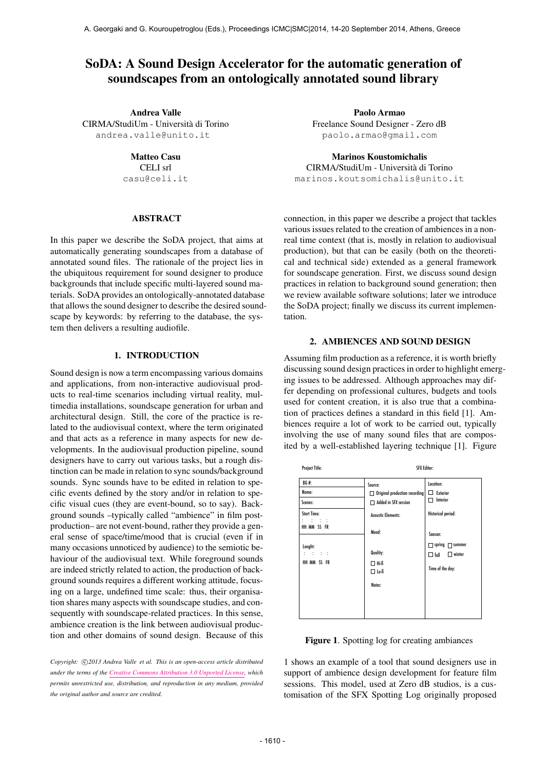# SoDA: A Sound Design Accelerator for the automatic generation of soundscapes from an ontologically annotated sound library

**Andrea Valle**
CIRMA/StudiUm - Università di Torino
andrea.valle@unito.it

**Paolo Armao**
Freelance Sound Designer - Zero dB
paolo.armao@gmail.com

**Matteo Casu**
CELI srl
casu@celi.it

**Marinos Koustomichalis**
CIRMA/StudiUm - Università di Torino
marinos.koutsomichalis@unito.it

## ABSTRACT

In this paper we describe the SoDA project, that aims at automatically generating soundscapes from a database of annotated sound files. The rationale of the project lies in the ubiquitous requirement for sound designer to produce backgrounds that include specific multi-layered sound materials. SoDA provides an ontologically-annotated database that allows the sound designer to describe the desired soundscape by keywords: by referring to the database, the system then delivers a resulting audiofile.

## 1. INTRODUCTION

Sound design is now a term encompassing various domains and applications, from non-interactive audiovisual products to real-time scenarios including virtual reality, multimedia installations, soundscape generation for urban and architectural design. Still, the core of the practice is related to the audiovisual context, where the term originated and that acts as a reference in many aspects for new developments. In the audiovisual production pipeline, sound designers have to carry out various tasks, but a rough distinction can be made in relation to sync sounds/background sounds. Sync sounds have to be edited in relation to specific events defined by the story and/or in relation to specific visual cues (they are event-bound, so to say). Background sounds –typically called "ambience" in film post-production– are not event-bound, rather they provide a general sense of space/time/mood that is crucial (even if in many occasions unnoticed by audience) to the semiotic behaviour of the audiovisual text. While foreground sounds are indeed strictly related to action, the production of background sounds requires a different working attitude, focusing on a large, undefined time scale: thus, their organisation shares many aspects with soundscape studies, and consequently with soundscape-related practices. In this sense, ambience creation is the link between audiovisual production and other domains of sound design. Because of this connection, in this paper we describe a project that tackles various issues related to the creation of ambiences in a non-real time context (that is, mostly in relation to audiovisual production), but that can be easily (both on the theoretical and technical side) extended as a general framework for soundscape generation. First, we discuss sound design practices in relation to background sound generation; then we review available software solutions; later we introduce the SoDA project; finally we discuss its current implementation.

*Copyright: ©2013 Andrea Valle et al. This is an open-access article distributed under the terms of the Creative Commons Attribution 3.0 Unported License, which permits unrestricted use, distribution, and reproduction in any medium, provided the original author and source are credited.*

## 2. AMBIENCES AND SOUND DESIGN

Assuming film production as a reference, it is worth briefly discussing sound design practices in order to highlight emerging issues to be addressed. Although approaches may differ depending on professional cultures, budgets and tools used for content creation, it is also true that a combination of practices defines a standard in this field [1]. Ambiences require a lot of work to be carried out, typically involving the use of many sound files that are composited by a well-established layering technique [1]. Figure 1 shows an example of a tool that sound designers use in support of ambience design development for feature film sessions. This model, used at Zero dB studios, is a customisation of the SFX Spotting Log originally proposed

Project Title: SFX Editor:

| BG #: | Source: ☐ Original production recording ☐ Added in SFX session | Location: ☐ Exterior ☐ Interior |
|---|---|---|
| Name: | | |
| Scenes: | | |
| Start Time: : : : HH MM SS FR | Acoustic Elements: | Historical period: |
| Lenght: : : : HH MM SS FR | Mood: Quality: ☐ Hi-fi ☐ Lo-fi Notes: | Season: ☐ spring ☐ summer ☐ fall ☐ winter Time of the day: |

**Figure 1**. Spotting log for creating ambiances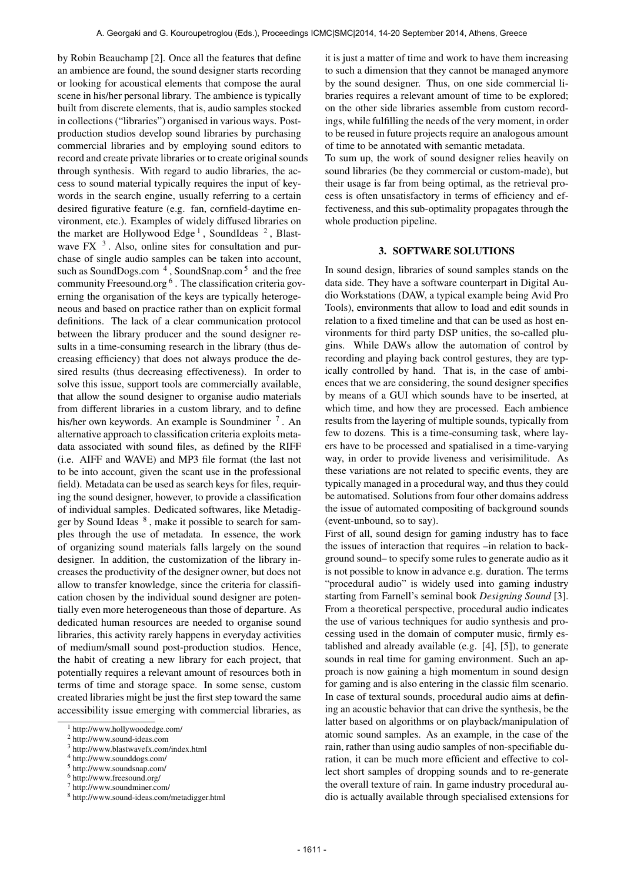by Robin Beauchamp [2]. Once all the features that define an ambience are found, the sound designer starts recording or looking for acoustical elements that compose the aural scene in his/her personal library. The ambience is typically built from discrete elements, that is, audio samples stocked in collections ("libraries") organised in various ways. Post-production studios develop sound libraries by purchasing commercial libraries and by employing sound editors to record and create private libraries or to create original sounds through synthesis. With regard to audio libraries, the access to sound material typically requires the input of keywords in the search engine, usually referring to a certain desired figurative feature (e.g. fan, cornfield-daytime environment, etc.). Examples of widely diffused libraries on the market are Hollywood Edge [1], SoundIdeas [2], Blastwave FX [3]. Also, online sites for consultation and purchase of single audio samples can be taken into account, such as SoundDogs.com [4], SoundSnap.com [5] and the free community Freesound.org [6]. The classification criteria governing the organisation of the keys are typically heterogeneous and based on practice rather than on explicit formal definitions. The lack of a clear communication protocol between the library producer and the sound designer results in a time-consuming research in the library (thus decreasing efficiency) that does not always produce the desired results (thus decreasing effectiveness). In order to solve this issue, support tools are commercially available, that allow the sound designer to organise audio materials from different libraries in a custom library, and to define his/her own keywords. An example is Soundminer [7]. An alternative approach to classification criteria exploits metadata associated with sound files, as defined by the RIFF (i.e. AIFF and WAVE) and MP3 file format (the last not to be into account, given the scant use in the professional field). Metadata can be used as search keys for files, requiring the sound designer, however, to provide a classification of individual samples. Dedicated softwares, like Metadigger by Sound Ideas [8], make it possible to search for samples through the use of metadata. In essence, the work of organizing sound materials falls largely on the sound designer. In addition, the customization of the library increases the productivity of the designer owner, but does not allow to transfer knowledge, since the criteria for classification chosen by the individual sound designer are potentially even more heterogeneous than those of departure. As dedicated human resources are needed to organise sound libraries, this activity rarely happens in everyday activities of medium/small sound post-production studios. Hence, the habit of creating a new library for each project, that potentially requires a relevant amount of resources both in terms of time and storage space. In some sense, custom created libraries might be just the first step toward the same accessibility issue emerging with commercial libraries, as it is just a matter of time and work to have them increasing to such a dimension that they cannot be managed anymore by the sound designer. Thus, on one side commercial libraries requires a relevant amount of time to be explored; on the other side libraries assemble from custom recordings, while fulfilling the needs of the very moment, in order to be reused in future projects require an analogous amount of time to be annotated with semantic metadata.

To sum up, the work of sound designer relies heavily on sound libraries (be they commercial or custom-made), but their usage is far from being optimal, as the retrieval process is often unsatisfactory in terms of efficiency and effectiveness, and this sub-optimality propagates through the whole production pipeline.

## 3. SOFTWARE SOLUTIONS

In sound design, libraries of sound samples stands on the data side. They have a software counterpart in Digital Audio Workstations (DAW, a typical example being Avid Pro Tools), environments that allow to load and edit sounds in relation to a fixed timeline and that can be used as host environments for third party DSP unities, the so-called plugins. While DAWs allow the automation of control by recording and playing back control gestures, they are typically controlled by hand. That is, in the case of ambiences that we are considering, the sound designer specifies by means of a GUI which sounds have to be inserted, at which time, and how they are processed. Each ambience results from the layering of multiple sounds, typically from few to dozens. This is a time-consuming task, where layers have to be processed and spatialised in a time-varying way, in order to provide liveness and verisimilitude. As these variations are not related to specific events, they are typically managed in a procedural way, and thus they could be automatised. Solutions from four other domains address the issue of automated compositing of background sounds (event-unbound, so to say).

First of all, sound design for gaming industry has to face the issues of interaction that requires –in relation to background sound– to specify some rules to generate audio as it is not possible to know in advance e.g. duration. The terms "procedural audio" is widely used into gaming industry starting from Farnell's seminal book *Designing Sound* [3]. From a theoretical perspective, procedural audio indicates the use of various techniques for audio synthesis and processing used in the domain of computer music, firmly established and already available (e.g. [4], [5]), to generate sounds in real time for gaming environment. Such an approach is now gaining a high momentum in sound design for gaming and is also entering in the classic film scenario. In case of textural sounds, procedural audio aims at defining an acoustic behavior that can drive the synthesis, be the latter based on algorithms or on playback/manipulation of atomic sound samples. As an example, in the case of the rain, rather than using audio samples of non-specifiable duration, it can be much more efficient and effective to collect short samples of dropping sounds and to re-generate the overall texture of rain. In game industry procedural audio is actually available through specialised extensions for

[1] http://www.hollywoodedge.com/
[2] http://www.sound-ideas.com
[3] http://www.blastwavefx.com/index.html
[4] http://www.sounddogs.com/
[5] http://www.soundsnap.com/
[6] http://www.freesound.org/
[7] http://www.soundminer.com/
[8] http://www.sound-ideas.com/metadigger.html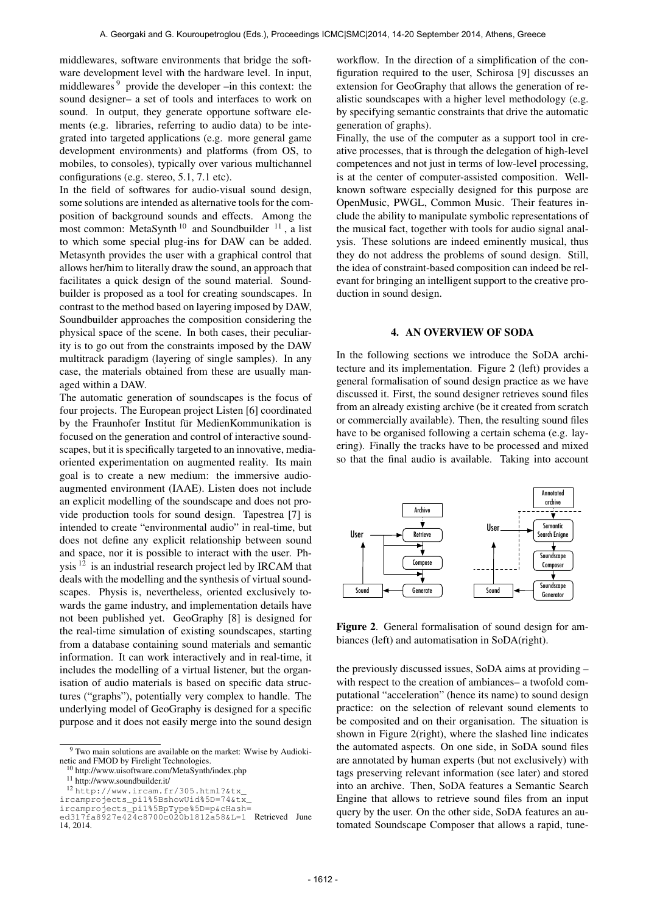middlewares, software environments that bridge the software development level with the hardware level. In input, middlewares [9] provide the developer –in this context: the sound designer– a set of tools and interfaces to work on sound. In output, they generate opportune software elements (e.g. libraries, referring to audio data) to be integrated into targeted applications (e.g. more general game development environments) and platforms (from OS, to mobiles, to consoles), typically over various multichannel configurations (e.g. stereo, 5.1, 7.1 etc).

In the field of softwares for audio-visual sound design, some solutions are intended as alternative tools for the composition of background sounds and effects. Among the most common: MetaSynth [10] and Soundbuilder [11], a list to which some special plug-ins for DAW can be added. Metasynth provides the user with a graphical control that allows her/him to literally draw the sound, an approach that facilitates a quick design of the sound material. Soundbuilder is proposed as a tool for creating soundscapes. In contrast to the method based on layering imposed by DAW, Soundbuilder approaches the composition considering the physical space of the scene. In both cases, their peculiarity is to go out from the constraints imposed by the DAW multitrack paradigm (layering of single samples). In any case, the materials obtained from these are usually managed within a DAW.

The automatic generation of soundscapes is the focus of four projects. The European project Listen [6] coordinated by the Fraunhofer Institut für MedienKommunikation is focused on the generation and control of interactive soundscapes, but it is specifically targeted to an innovative, media-oriented experimentation on augmented reality. Its main goal is to create a new medium: the immersive audio-augmented environment (IAAE). Listen does not include an explicit modelling of the soundscape and does not provide production tools for sound design. Tapestrea [7] is intended to create "environmental audio" in real-time, but does not define any explicit relationship between sound and space, nor it is possible to interact with the user. Physis [12] is an industrial research project led by IRCAM that deals with the modelling and the synthesis of virtual soundscapes. Physis is, nevertheless, oriented exclusively towards the game industry, and implementation details have not been published yet. GeoGraphy [8] is designed for the real-time simulation of existing soundscapes, starting from a database containing sound materials and semantic information. It can work interactively and in real-time, it includes the modelling of a virtual listener, but the organisation of audio materials is based on specific data structures ("graphs"), potentially very complex to handle. The underlying model of GeoGraphy is designed for a specific purpose and it does not easily merge into the sound design workflow. In the direction of a simplification of the configuration required to the user, Schirosa [9] discusses an extension for GeoGraphy that allows the generation of realistic soundscapes with a higher level methodology (e.g. by specifying semantic constraints that drive the automatic generation of graphs).

Finally, the use of the computer as a support tool in creative processes, that is through the delegation of high-level competences and not just in terms of low-level processing, is at the center of computer-assisted composition. Well-known software especially designed for this purpose are OpenMusic, PWGL, Common Music. Their features include the ability to manipulate symbolic representations of the musical fact, together with tools for audio signal analysis. These solutions are indeed eminently musical, thus they do not address the problems of sound design. Still, the idea of constraint-based composition can indeed be relevant for bringing an intelligent support to the creative production in sound design.

## 4. AN OVERVIEW OF SODA

In the following sections we introduce the SoDA architecture and its implementation. Figure 2 (left) provides a general formalisation of sound design practice as we have discussed it. First, the sound designer retrieves sound files from an already existing archive (be it created from scratch or commercially available). Then, the resulting sound files have to be organised following a certain schema (e.g. layering). Finally the tracks have to be processed and mixed so that the final audio is available. Taking into account

Figure 2. General formalisation of sound design for ambiances (left) and automatisation in SoDA(right).

the previously discussed issues, SoDA aims at providing –with respect to the creation of ambiances– a twofold computational "acceleration" (hence its name) to sound design practice: on the selection of relevant sound elements to be composited and on their organisation. The situation is shown in Figure 2(right), where the slashed line indicates the automated aspects. On one side, in SoDA sound files are annotated by human experts (but not exclusively) with tags preserving relevant information (see later) and stored into an archive. Then, SoDA features a Semantic Search Engine that allows to retrieve sound files from an input query by the user. On the other side, SoDA features an automated Soundscape Composer that allows a rapid, tune-

---

[9] Two main solutions are available on the market: Wwise by Audiokinetic and FMOD by Firelight Technologies.

[10] http://www.uisoftware.com/MetaSynth/index.php

[11] http://www.soundbuilder.it/

[12] http://www.ircam.fr/305.html?&tx_ircamprojects_pi1%5BshowUid%5D=74&tx_ircamprojects_pi1%5BpType%5D=p&cHash=ed317fa8927e424c8700c020b1812a58&L=1 Retrieved June 14, 2014.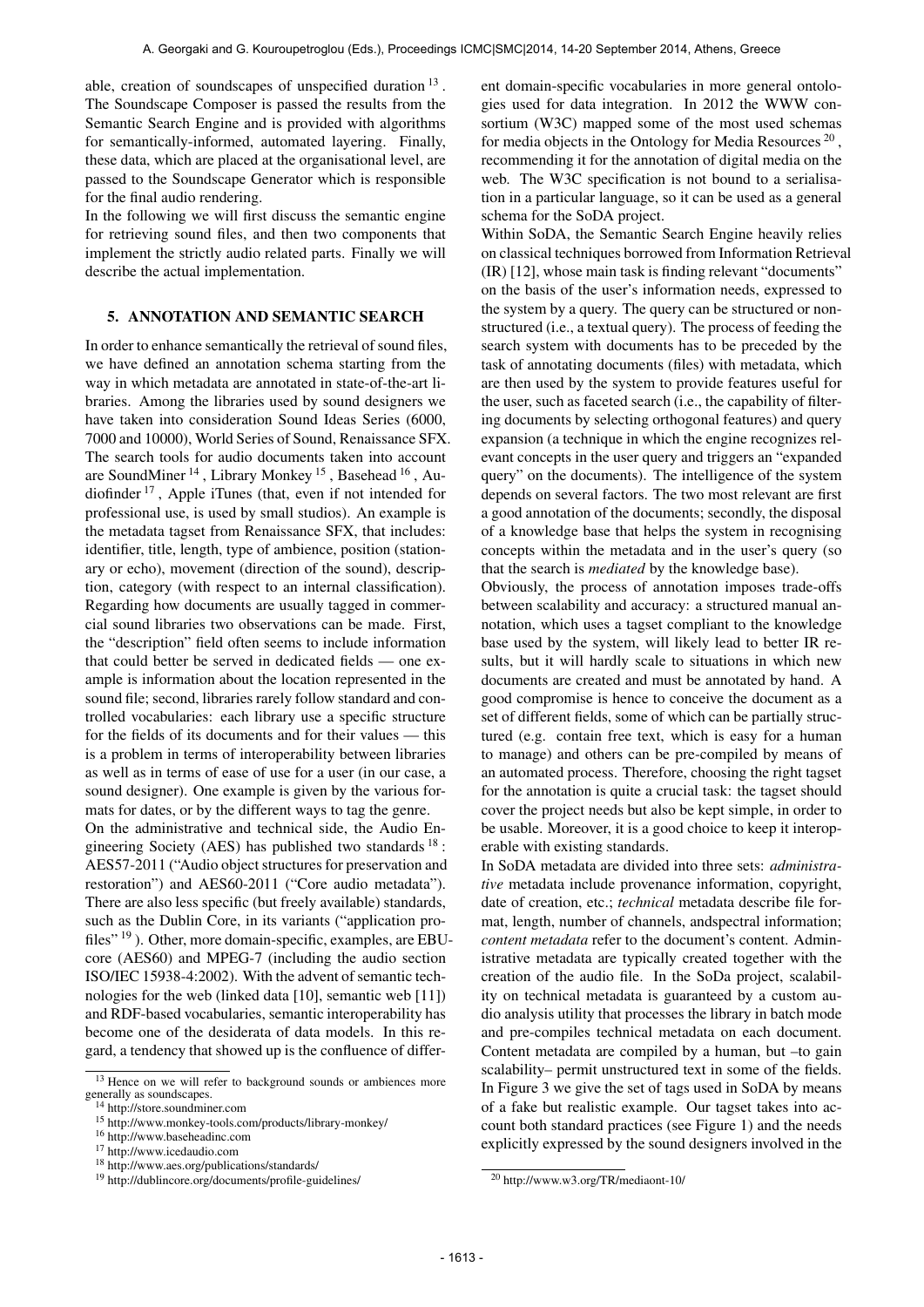able, creation of soundscapes of unspecified duration [13]. The Soundscape Composer is passed the results from the Semantic Search Engine and is provided with algorithms for semantically-informed, automated layering. Finally, these data, which are placed at the organisational level, are passed to the Soundscape Generator which is responsible for the final audio rendering.

In the following we will first discuss the semantic engine for retrieving sound files, and then two components that implement the strictly audio related parts. Finally we will describe the actual implementation.

## 5. ANNOTATION AND SEMANTIC SEARCH

In order to enhance semantically the retrieval of sound files, we have defined an annotation schema starting from the way in which metadata are annotated in state-of-the-art libraries. Among the libraries used by sound designers we have taken into consideration Sound Ideas Series (6000, 7000 and 10000), World Series of Sound, Renaissance SFX. The search tools for audio documents taken into account are SoundMiner [14], Library Monkey [15], Basehead [16], Audiofinder [17], Apple iTunes (that, even if not intended for professional use, is used by small studios). An example is the metadata tagset from Renaissance SFX, that includes: identifier, title, length, type of ambience, position (stationary or echo), movement (direction of the sound), description, category (with respect to an internal classification). Regarding how documents are usually tagged in commercial sound libraries two observations can be made. First, the "description" field often seems to include information that could better be served in dedicated fields — one example is information about the location represented in the sound file; second, libraries rarely follow standard and controlled vocabularies: each library use a specific structure for the fields of its documents and for their values — this is a problem in terms of interoperability between libraries as well as in terms of ease of use for a user (in our case, a sound designer). One example is given by the various formats for dates, or by the different ways to tag the genre.

On the administrative and technical side, the Audio Engineering Society (AES) has published two standards [18]: AES57-2011 ("Audio object structures for preservation and restoration") and AES60-2011 ("Core audio metadata"). There are also less specific (but freely available) standards, such as the Dublin Core, in its variants ("application profiles" [19]). Other, more domain-specific, examples, are EBUcore (AES60) and MPEG-7 (including the audio section ISO/IEC 15938-4:2002). With the advent of semantic technologies for the web (linked data [10], semantic web [11]) and RDF-based vocabularies, semantic interoperability has become one of the desiderata of data models. In this regard, a tendency that showed up is the confluence of different domain-specific vocabularies in more general ontologies used for data integration. In 2012 the WWW consortium (W3C) mapped some of the most used schemas for media objects in the Ontology for Media Resources [20], recommending it for the annotation of digital media on the web. The W3C specification is not bound to a serialisation in a particular language, so it can be used as a general schema for the SoDA project.

Within SoDA, the Semantic Search Engine heavily relies on classical techniques borrowed from Information Retrieval (IR) [12], whose main task is finding relevant "documents" on the basis of the user's information needs, expressed to the system by a query. The query can be structured or nonstructured (i.e., a textual query). The process of feeding the search system with documents has to be preceded by the task of annotating documents (files) with metadata, which are then used by the system to provide features useful for the user, such as faceted search (i.e., the capability of filtering documents by selecting orthogonal features) and query expansion (a technique in which the engine recognizes relevant concepts in the user query and triggers an "expanded query" on the documents). The intelligence of the system depends on several factors. The two most relevant are first a good annotation of the documents; secondly, the disposal of a knowledge base that helps the system in recognising concepts within the metadata and in the user's query (so that the search is *mediated* by the knowledge base).

Obviously, the process of annotation imposes trade-offs between scalability and accuracy: a structured manual annotation, which uses a tagset compliant to the knowledge base used by the system, will likely lead to better IR results, but it will hardly scale to situations in which new documents are created and must be annotated by hand. A good compromise is hence to conceive the document as a set of different fields, some of which can be partially structured (e.g. contain free text, which is easy for a human to manage) and others can be pre-compiled by means of an automated process. Therefore, choosing the right tagset for the annotation is quite a crucial task: the tagset should cover the project needs but also be kept simple, in order to be usable. Moreover, it is a good choice to keep it interoperable with existing standards.

In SoDA metadata are divided into three sets: *administrative* metadata include provenance information, copyright, date of creation, etc.; *technical* metadata describe file format, length, number of channels, andspectral information; *content metadata* refer to the document's content. Administrative metadata are typically created together with the creation of the audio file. In the SoDa project, scalability on technical metadata is guaranteed by a custom audio analysis utility that processes the library in batch mode and pre-compiles technical metadata on each document. Content metadata are compiled by a human, but –to gain scalability– permit unstructured text in some of the fields. In Figure 3 we give the set of tags used in SoDA by means of a fake but realistic example. Our tagset takes into account both standard practices (see Figure 1) and the needs explicitly expressed by the sound designers involved in the

[13] Hence on we will refer to background sounds or ambiences more generally as soundscapes.

[14] http://store.soundminer.com

[15] http://www.monkey-tools.com/products/library-monkey/

[16] http://www.baseheadinc.com

[17] http://www.icedaudio.com

[18] http://www.aes.org/publications/standards/

[19] http://dublincore.org/documents/profile-guidelines/

[20] http://www.w3.org/TR/mediaont-10/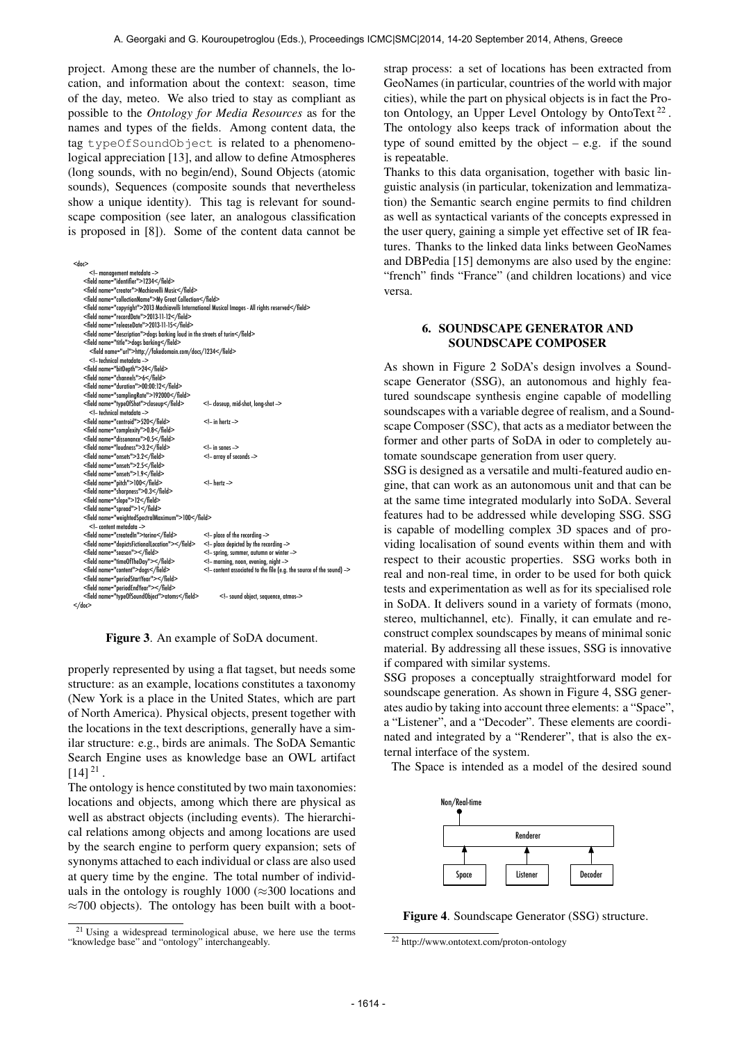project. Among these are the number of channels, the location, and information about the context: season, time of the day, meteo. We also tried to stay as compliant as possible to the *Ontology for Media Resources* as for the names and types of the fields. Among content data, the tag `typeOfSoundObject` is related to a phenomenological appreciation [13], and allow to define Atmospheres (long sounds, with no begin/end), Sound Objects (atomic sounds), Sequences (composite sounds that nevertheless show a unique identity). This tag is relevant for soundscape composition (see later, an analogous classification is proposed in [8]). Some of the content data cannot be

```
<doc>
    <!-- management metadata -->
    <field name="identifier">1234</field>
    <field name="creator">Machiavelli Music</field>
    <field name="collectionName">My Great Collection</field>
    <field name="copyright">2013 Machiavelli International Musical Images - All rights reserved</field>
    <field name="recordDate">2013-11-12</field>
    <field name="releaseDate">2013-11-15</field>
    <field name="description">dogs barking loud in the streets of turin</field>
    <field name="title">dogs barking</field>
      <field name="url">http://fakedomain.com/docs/1234</field>
    <!-- technical metadata -->
    <field name="bitDepth">24</field>
    <field name="channels">6</field>
    <field name="duration">00:00:12</field>
    <field name="samplingRate">192000</field>
    <field name="typeOfShot">closeup</field>          <!-- closeup, mid-shot, long-shot -->
    <!-- technical metadata -->
    <field name="centroid">520</field>                <!-- in hertz -->
    <field name="complexity">0.8</field>
    <field name="dissonance">0.5</field>
    <field name="loudness">3.2</field>                <!-- in sones -->
    <field name="onsets">3.2</field>                  <!-- array of seconds -->
    <field name="onsets">2.5</field>
    <field name="onsets">1.9</field>
    <field name="pitch">100</field>                   <!-- hertz -->
    <field name="sharpness">0.3</field>
    <field name="slope">12</field>
    <field name="spread">1</field>
    <field name="weightedSpectralMaximum">100</field>
    <!-- content metadata -->
    <field name="createdIn">torino</field>            <!-- place of the recording -->
    <field name="depictsFictionalLocation"></field>   <!-- place depicted by the recording -->
    <field name="season"></field>                     <!-- spring, summer, autumn or winter -->
    <field name="timeOfTheDay"></field>               <!-- morning, noon, evening, night -->
    <field name="content">dogs</field>                <!-- content associated to the file (e.g. the source of the sound) -->
    <field name="periodStartYear"></field>
    <field name="periodEndYear"></field>
    <field name="typeOfSoundObject">atoms</field>     <!-- sound object, sequence, atmos-->
</doc>
```

**Figure 3**. An example of SoDA document.

properly represented by using a flat tagset, but needs some structure: as an example, locations constitutes a taxonomy (New York is a place in the United States, which are part of North America). Physical objects, present together with the locations in the text descriptions, generally have a similar structure: e.g., birds are animals. The SoDA Semantic Search Engine uses as knowledge base an OWL artifact [14] [21].

The ontology is hence constituted by two main taxonomies: locations and objects, among which there are physical as well as abstract objects (including events). The hierarchical relations among objects and among locations are used by the search engine to perform query expansion; sets of synonyms attached to each individual or class are also used at query time by the engine. The total number of individuals in the ontology is roughly 1000 ($\approx$300 locations and $\approx$700 objects). The ontology has been built with a bootstrap process: a set of locations has been extracted from GeoNames (in particular, countries of the world with major cities), while the part on physical objects is in fact the Proton Ontology, an Upper Level Ontology by OntoText [22]. The ontology also keeps track of information about the type of sound emitted by the object – e.g. if the sound is repeatable.

Thanks to this data organisation, together with basic linguistic analysis (in particular, tokenization and lemmatization) the Semantic search engine permits to find children as well as syntactical variants of the concepts expressed in the user query, gaining a simple yet effective set of IR features. Thanks to the linked data links between GeoNames and DBPedia [15] demonyms are also used by the engine: "french" finds "France" (and children locations) and vice versa.

## 6. SOUNDSCAPE GENERATOR AND SOUNDSCAPE COMPOSER

As shown in Figure 2 SoDA's design involves a Soundscape Generator (SSG), an autonomous and highly featured soundscape synthesis engine capable of modelling soundscapes with a variable degree of realism, and a Soundscape Composer (SSC), that acts as a mediator between the former and other parts of SoDA in oder to completely automate soundscape generation from user query.

SSG is designed as a versatile and multi-featured audio engine, that can work as an autonomous unit and that can be at the same time integrated modularly into SoDA. Several features had to be addressed while developing SSG. SSG is capable of modelling complex 3D spaces and of providing localisation of sound events within them and with respect to their acoustic properties. SSG works both in real and non-real time, in order to be used for both quick tests and experimentation as well as for its specialised role in SoDA. It delivers sound in a variety of formats (mono, stereo, multichannel, etc). Finally, it can emulate and reconstruct complex soundscapes by means of minimal sonic material. By addressing all these issues, SSG is innovative if compared with similar systems.

SSG proposes a conceptually straightforward model for soundscape generation. As shown in Figure 4, SSG generates audio by taking into account three elements: a "Space", a "Listener", and a "Decoder". These elements are coordinated and integrated by a "Renderer", that is also the external interface of the system.

The Space is intended as a model of the desired sound

Non/Real-time → Renderer ← Space, Listener, Decoder

**Figure 4**. Soundscape Generator (SSG) structure.

[21] Using a widespread terminological abuse, we here use the terms "knowledge base" and "ontology" interchangeably.

[22] http://www.ontotext.com/proton-ontology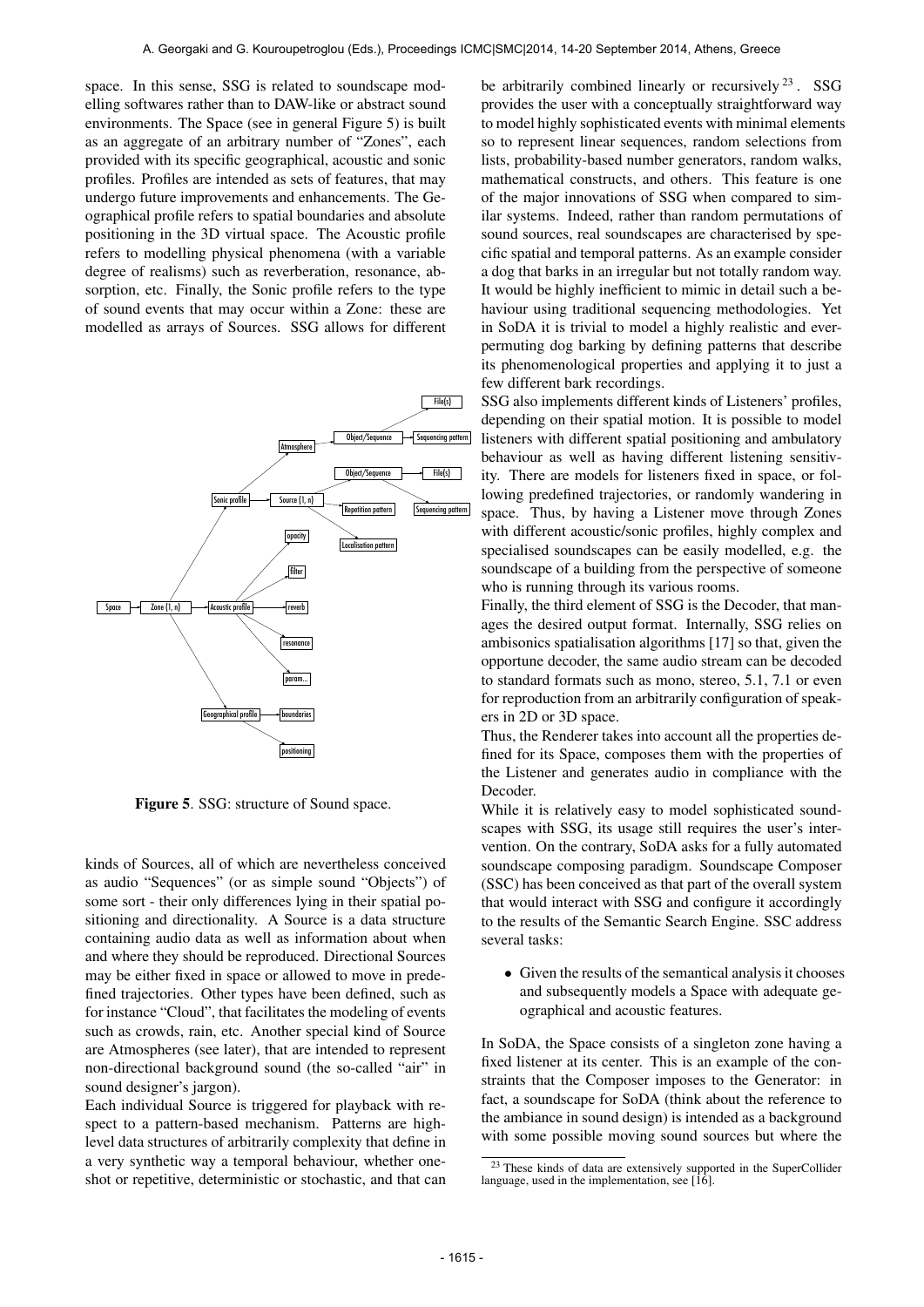space. In this sense, SSG is related to soundscape modelling softwares rather than to DAW-like or abstract sound environments. The Space (see in general Figure 5) is built as an aggregate of an arbitrary number of "Zones", each provided with its specific geographical, acoustic and sonic profiles. Profiles are intended as sets of features, that may undergo future improvements and enhancements. The Geographical profile refers to spatial boundaries and absolute positioning in the 3D virtual space. The Acoustic profile refers to modelling physical phenomena (with a variable degree of realisms) such as reverberation, resonance, absorption, etc. Finally, the Sonic profile refers to the type of sound events that may occur within a Zone: these are modelled as arrays of Sources. SSG allows for different kinds of Sources, all of which are nevertheless conceived as audio "Sequences" (or as simple sound "Objects") of some sort - their only differences lying in their spatial positioning and directionality. A Source is a data structure containing audio data as well as information about when and where they should be reproduced. Directional Sources may be either fixed in space or allowed to move in predefined trajectories. Other types have been defined, such as for instance "Cloud", that facilitates the modeling of events such as crowds, rain, etc. Another special kind of Source are Atmospheres (see later), that are intended to represent non-directional background sound (the so-called "air" in sound designer's jargon).

**Figure 5**. SSG: structure of Sound space.

Each individual Source is triggered for playback with respect to a pattern-based mechanism. Patterns are high-level data structures of arbitrarily complexity that define in a very synthetic way a temporal behaviour, whether one-shot or repetitive, deterministic or stochastic, and that can be arbitrarily combined linearly or recursively [23]. SSG provides the user with a conceptually straightforward way to model highly sophisticated events with minimal elements so to represent linear sequences, random selections from lists, probability-based number generators, random walks, mathematical constructs, and others. This feature is one of the major innovations of SSG when compared to similar systems. Indeed, rather than random permutations of sound sources, real soundscapes are characterised by specific spatial and temporal patterns. As an example consider a dog that barks in an irregular but not totally random way. It would be highly inefficient to mimic in detail such a behaviour using traditional sequencing methodologies. Yet in SoDA it is trivial to model a highly realistic and ever-permuting dog barking by defining patterns that describe its phenomenological properties and applying it to just a few different bark recordings.

SSG also implements different kinds of Listeners' profiles, depending on their spatial motion. It is possible to model listeners with different spatial positioning and ambulatory behaviour as well as having different listening sensitivity. There are models for listeners fixed in space, or following predefined trajectories, or randomly wandering in space. Thus, by having a Listener move through Zones with different acoustic/sonic profiles, highly complex and specialised soundscapes can be easily modelled, e.g. the soundscape of a building from the perspective of someone who is running through its various rooms.

Finally, the third element of SSG is the Decoder, that manages the desired output format. Internally, SSG relies on ambisonics spatialisation algorithms [17] so that, given the opportune decoder, the same audio stream can be decoded to standard formats such as mono, stereo, 5.1, 7.1 or even for reproduction from an arbitrarily configuration of speakers in 2D or 3D space.

Thus, the Renderer takes into account all the properties defined for its Space, composes them with the properties of the Listener and generates audio in compliance with the Decoder.

While it is relatively easy to model sophisticated soundscapes with SSG, its usage still requires the user's intervention. On the contrary, SoDA asks for a fully automated soundscape composing paradigm. Soundscape Composer (SSC) has been conceived as that part of the overall system that would interact with SSG and configure it accordingly to the results of the Semantic Search Engine. SSC address several tasks:

- Given the results of the semantical analysis it chooses and subsequently models a Space with adequate geographical and acoustic features.

In SoDA, the Space consists of a singleton zone having a fixed listener at its center. This is an example of the constraints that the Composer imposes to the Generator: in fact, a soundscape for SoDA (think about the reference to the ambiance in sound design) is intended as a background with some possible moving sound sources but where the

[23] These kinds of data are extensively supported in the SuperCollider language, used in the implementation, see [16].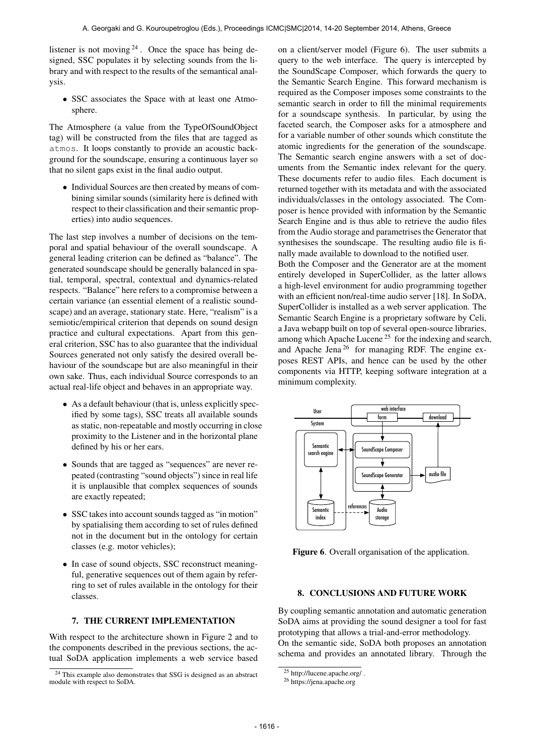listener is not moving [24]. Once the space has being designed, SSC populates it by selecting sounds from the library and with respect to the results of the semantical analysis.

- SSC associates the Space with at least one Atmosphere.

The Atmosphere (a value from the TypeOfSoundObject tag) will be constructed from the files that are tagged as `atmos`. It loops constantly to provide an acoustic background for the soundscape, ensuring a continuous layer so that no silent gaps exist in the final audio output.

- Individual Sources are then created by means of combining similar sounds (similarity here is defined with respect to their classification and their semantic properties) into audio sequences.

The last step involves a number of decisions on the temporal and spatial behaviour of the overall soundscape. A general leading criterion can be defined as "balance". The generated soundscape should be generally balanced in spatial, temporal, spectral, contextual and dynamics-related respects. "Balance" here refers to a compromise between a certain variance (an essential element of a realistic soundscape) and an average, stationary state. Here, "realism" is a semiotic/empirical criterion that depends on sound design practice and cultural expectations. Apart from this general criterion, SSC has to also guarantee that the individual Sources generated not only satisfy the desired overall behaviour of the soundscape but are also meaningful in their own sake. Thus, each individual Source corresponds to an actual real-life object and behaves in an appropriate way.

- As a default behaviour (that is, unless explicitly specified by some tags), SSC treats all available sounds as static, non-repeatable and mostly occurring in close proximity to the Listener and in the horizontal plane defined by his or her ears.
- Sounds that are tagged as "sequences" are never repeated (contrasting "sound objects") since in real life it is unplausible that complex sequences of sounds are exactly repeated;
- SSC takes into account sounds tagged as "in motion" by spatialising them according to set of rules defined not in the document but in the ontology for certain classes (e.g. motor vehicles);
- In case of sound objects, SSC reconstruct meaningful, generative sequences out of them again by referring to set of rules available in the ontology for their classes.

## 7. THE CURRENT IMPLEMENTATION

With respect to the architecture shown in Figure 2 and to the components described in the previous sections, the actual SoDA application implements a web service based on a client/server model (Figure 6). The user submits a query to the web interface. The query is intercepted by the SoundScape Composer, which forwards the query to the Semantic Search Engine. This forward mechanism is required as the Composer imposes some constraints to the semantic search in order to fill the minimal requirements for a soundscape synthesis. In particular, by using the faceted search, the Composer asks for a atmosphere and for a variable number of other sounds which constitute the atomic ingredients for the generation of the soundscape. The Semantic search engine answers with a set of documents from the Semantic index relevant for the query. These documents refer to audio files. Each document is returned together with its metadata and with the associated individuals/classes in the ontology associated. The Composer is hence provided with information by the Semantic Search Engine and is thus able to retrieve the audio files from the Audio storage and parametrises the Generator that synthesises the soundscape. The resulting audio file is finally made available to download to the notified user.

Both the Composer and the Generator are at the moment entirely developed in SuperCollider, as the latter allows a high-level environment for audio programming together with an efficient non/real-time audio server [18]. In SoDA, SuperCollider is installed as a web server application. The Semantic Search Engine is a proprietary software by Celi, a Java webapp built on top of several open-source libraries, among which Apache Lucene [25] for the indexing and search, and Apache Jena [26] for managing RDF. The engine exposes REST APIs, and hence can be used by the other components via HTTP, keeping software integration at a minimum complexity.

**Figure 6**. Overall organisation of the application.

## 8. CONCLUSIONS AND FUTURE WORK

By coupling semantic annotation and automatic generation SoDA aims at providing the sound designer a tool for fast prototyping that allows a trial-and-error methodology.

On the semantic side, SoDA both proposes an annotation schema and provides an annotated library. Through the

[24] This example also demonstrates that SSG is designed as an abstract module with respect to SoDA.

[25] http://lucene.apache.org/ .

[26] https://jena.apache.org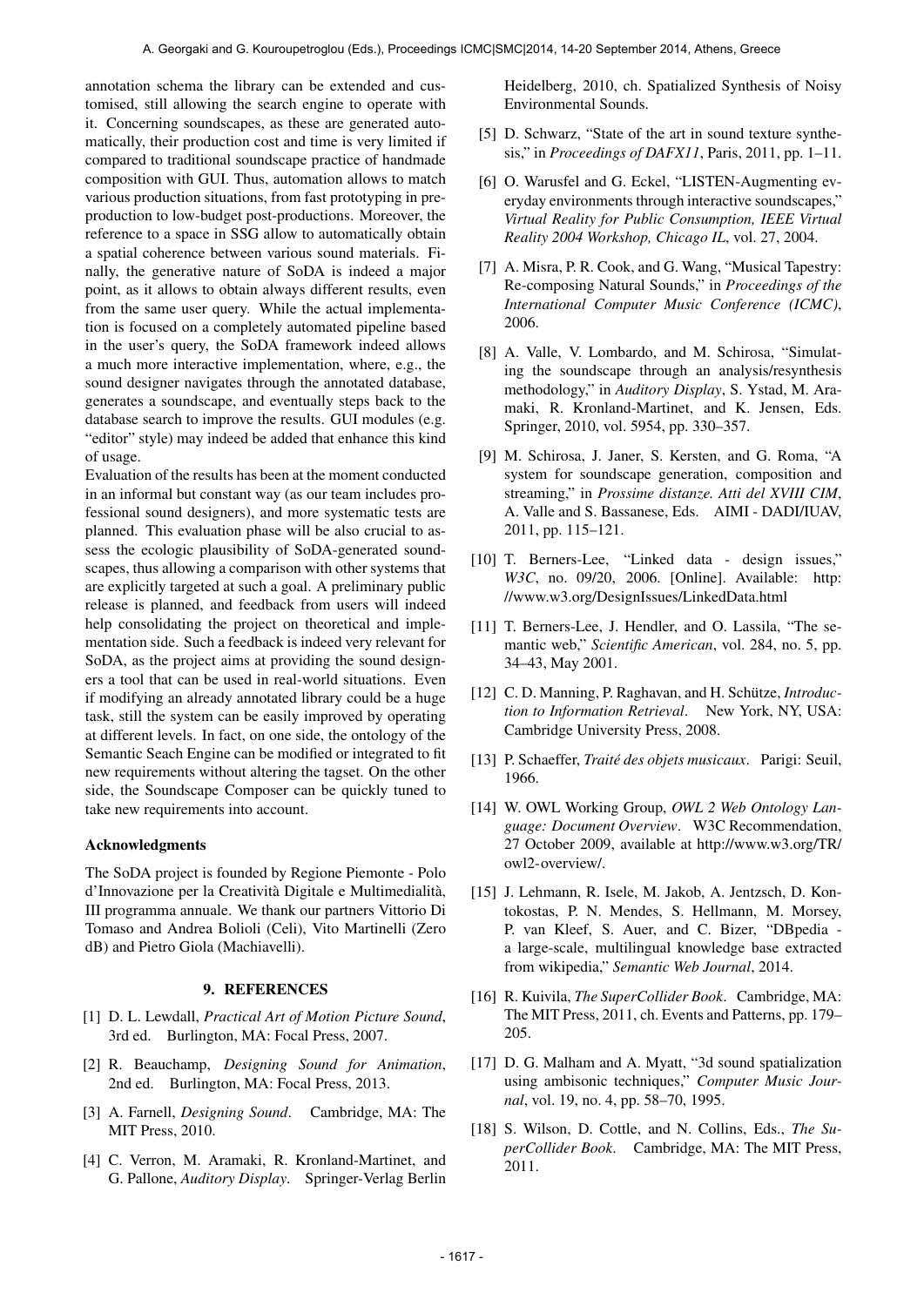annotation schema the library can be extended and customised, still allowing the search engine to operate with it. Concerning soundscapes, as these are generated automatically, their production cost and time is very limited if compared to traditional soundscape practice of handmade composition with GUI. Thus, automation allows to match various production situations, from fast prototyping in preproduction to low-budget post-productions. Moreover, the reference to a space in SSG allow to automatically obtain a spatial coherence between various sound materials. Finally, the generative nature of SoDA is indeed a major point, as it allows to obtain always different results, even from the same user query. While the actual implementation is focused on a completely automated pipeline based in the user's query, the SoDA framework indeed allows a much more interactive implementation, where, e.g., the sound designer navigates through the annotated database, generates a soundscape, and eventually steps back to the database search to improve the results. GUI modules (e.g. "editor" style) may indeed be added that enhance this kind of usage.

Evaluation of the results has been at the moment conducted in an informal but constant way (as our team includes professional sound designers), and more systematic tests are planned. This evaluation phase will be also crucial to assess the ecologic plausibility of SoDA-generated soundscapes, thus allowing a comparison with other systems that are explicitly targeted at such a goal. A preliminary public release is planned, and feedback from users will indeed help consolidating the project on theoretical and implementation side. Such a feedback is indeed very relevant for SoDA, as the project aims at providing the sound designers a tool that can be used in real-world situations. Even if modifying an already annotated library could be a huge task, still the system can be easily improved by operating at different levels. In fact, on one side, the ontology of the Semantic Seach Engine can be modified or integrated to fit new requirements without altering the tagset. On the other side, the Soundscape Composer can be quickly tuned to take new requirements into account.

### Acknowledgments

The SoDA project is founded by Regione Piemonte - Polo d'Innovazione per la Creatività Digitale e Multimedialità, III programma annuale. We thank our partners Vittorio Di Tomaso and Andrea Bolioli (Celi), Vito Martinelli (Zero dB) and Pietro Giola (Machiavelli).

## 9. REFERENCES

[1] D. L. Lewdall, *Practical Art of Motion Picture Sound*, 3rd ed. Burlington, MA: Focal Press, 2007.

[2] R. Beauchamp, *Designing Sound for Animation*, 2nd ed. Burlington, MA: Focal Press, 2013.

[3] A. Farnell, *Designing Sound*. Cambridge, MA: The MIT Press, 2010.

[4] C. Verron, M. Aramaki, R. Kronland-Martinet, and G. Pallone, *Auditory Display*. Springer-Verlag Berlin Heidelberg, 2010, ch. Spatialized Synthesis of Noisy Environmental Sounds.

[5] D. Schwarz, "State of the art in sound texture synthesis," in *Proceedings of DAFX11*, Paris, 2011, pp. 1–11.

[6] O. Warusfel and G. Eckel, "LISTEN-Augmenting everyday environments through interactive soundscapes," *Virtual Reality for Public Consumption, IEEE Virtual Reality 2004 Workshop, Chicago IL*, vol. 27, 2004.

[7] A. Misra, P. R. Cook, and G. Wang, "Musical Tapestry: Re-composing Natural Sounds," in *Proceedings of the International Computer Music Conference (ICMC)*, 2006.

[8] A. Valle, V. Lombardo, and M. Schirosa, "Simulating the soundscape through an analysis/resynthesis methodology," in *Auditory Display*, S. Ystad, M. Aramaki, R. Kronland-Martinet, and K. Jensen, Eds. Springer, 2010, vol. 5954, pp. 330–357.

[9] M. Schirosa, J. Janer, S. Kersten, and G. Roma, "A system for soundscape generation, composition and streaming," in *Prossime distanze. Atti del XVIII CIM*, A. Valle and S. Bassanese, Eds. AIMI - DADI/IUAV, 2011, pp. 115–121.

[10] T. Berners-Lee, "Linked data - design issues," *W3C*, no. 09/20, 2006. [Online]. Available: http://www.w3.org/DesignIssues/LinkedData.html

[11] T. Berners-Lee, J. Hendler, and O. Lassila, "The semantic web," *Scientific American*, vol. 284, no. 5, pp. 34–43, May 2001.

[12] C. D. Manning, P. Raghavan, and H. Schütze, *Introduction to Information Retrieval*. New York, NY, USA: Cambridge University Press, 2008.

[13] P. Schaeffer, *Traité des objets musicaux*. Parigi: Seuil, 1966.

[14] W. OWL Working Group, *OWL 2 Web Ontology Language: Document Overview*. W3C Recommendation, 27 October 2009, available at http://www.w3.org/TR/owl2-overview/.

[15] J. Lehmann, R. Isele, M. Jakob, A. Jentzsch, D. Kontokostas, P. N. Mendes, S. Hellmann, M. Morsey, P. van Kleef, S. Auer, and C. Bizer, "DBpedia - a large-scale, multilingual knowledge base extracted from wikipedia," *Semantic Web Journal*, 2014.

[16] R. Kuivila, *The SuperCollider Book*. Cambridge, MA: The MIT Press, 2011, ch. Events and Patterns, pp. 179–205.

[17] D. G. Malham and A. Myatt, "3d sound spatialization using ambisonic techniques," *Computer Music Journal*, vol. 19, no. 4, pp. 58–70, 1995.

[18] S. Wilson, D. Cottle, and N. Collins, Eds., *The SuperCollider Book*. Cambridge, MA: The MIT Press, 2011.